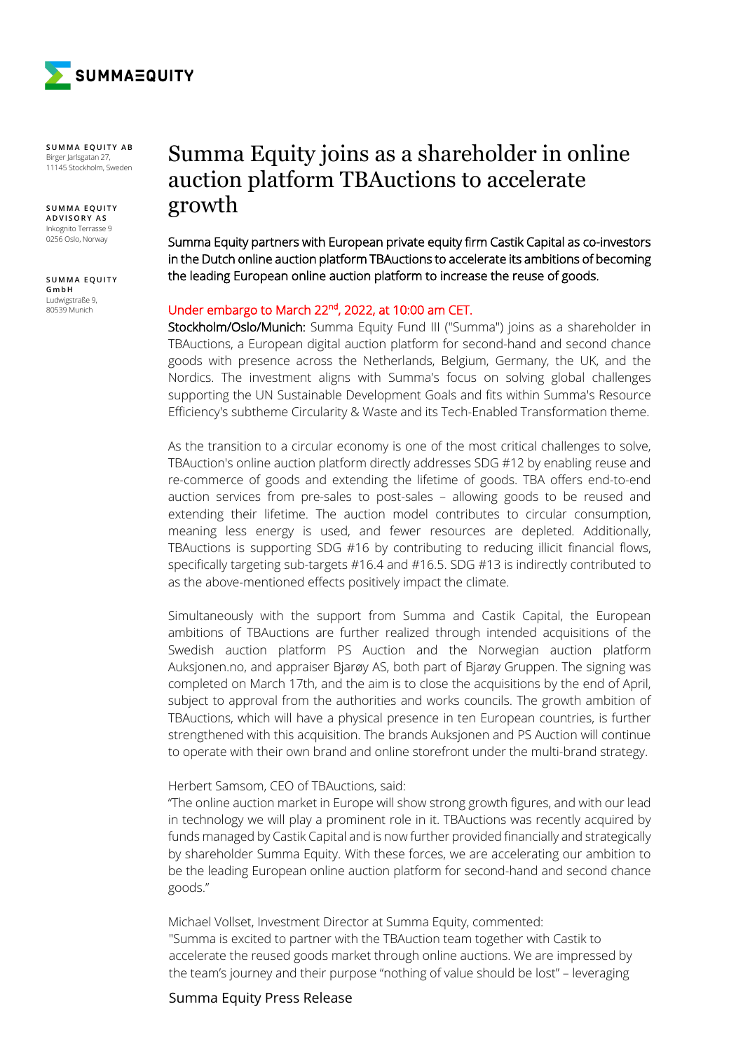SUMMA EQUITY AB
Birger Jarlsgatan 27,
11145 Stockholm, Sweden

SUMMA EQUITY ADVISORY AS
Inkognito Terrasse 9
0256 Oslo, Norway

SUMMA EQUITY GmbH
Ludwigstraße 9,
80539 Munich

# Summa Equity joins as a shareholder in online auction platform TBAuctions to accelerate growth

Summa Equity partners with European private equity firm Castik Capital as co-investors in the Dutch online auction platform TBAuctions to accelerate its ambitions of becoming the leading European online auction platform to increase the reuse of goods.

Under embargo to March 22nd, 2022, at 10:00 am CET.

**Stockholm/Oslo/Munich:** Summa Equity Fund III ("Summa") joins as a shareholder in TBAuctions, a European digital auction platform for second-hand and second chance goods with presence across the Netherlands, Belgium, Germany, the UK, and the Nordics. The investment aligns with Summa's focus on solving global challenges supporting the UN Sustainable Development Goals and fits within Summa's Resource Efficiency's subtheme Circularity & Waste and its Tech-Enabled Transformation theme.

As the transition to a circular economy is one of the most critical challenges to solve, TBAuction's online auction platform directly addresses SDG #12 by enabling reuse and re-commerce of goods and extending the lifetime of goods. TBA offers end-to-end auction services from pre-sales to post-sales – allowing goods to be reused and extending their lifetime. The auction model contributes to circular consumption, meaning less energy is used, and fewer resources are depleted. Additionally, TBAuctions is supporting SDG #16 by contributing to reducing illicit financial flows, specifically targeting sub-targets #16.4 and #16.5. SDG #13 is indirectly contributed to as the above-mentioned effects positively impact the climate.

Simultaneously with the support from Summa and Castik Capital, the European ambitions of TBAuctions are further realized through intended acquisitions of the Swedish auction platform PS Auction and the Norwegian auction platform Auksjonen.no, and appraiser Bjarøy AS, both part of Bjarøy Gruppen. The signing was completed on March 17th, and the aim is to close the acquisitions by the end of April, subject to approval from the authorities and works councils. The growth ambition of TBAuctions, which will have a physical presence in ten European countries, is further strengthened with this acquisition. The brands Auksjonen and PS Auction will continue to operate with their own brand and online storefront under the multi-brand strategy.

Herbert Samsom, CEO of TBAuctions, said:
"The online auction market in Europe will show strong growth figures, and with our lead in technology we will play a prominent role in it. TBAuctions was recently acquired by funds managed by Castik Capital and is now further provided financially and strategically by shareholder Summa Equity. With these forces, we are accelerating our ambition to be the leading European online auction platform for second-hand and second chance goods."

Michael Vollset, Investment Director at Summa Equity, commented:
"Summa is excited to partner with the TBAuction team together with Castik to accelerate the reused goods market through online auctions. We are impressed by the team's journey and their purpose "nothing of value should be lost" – leveraging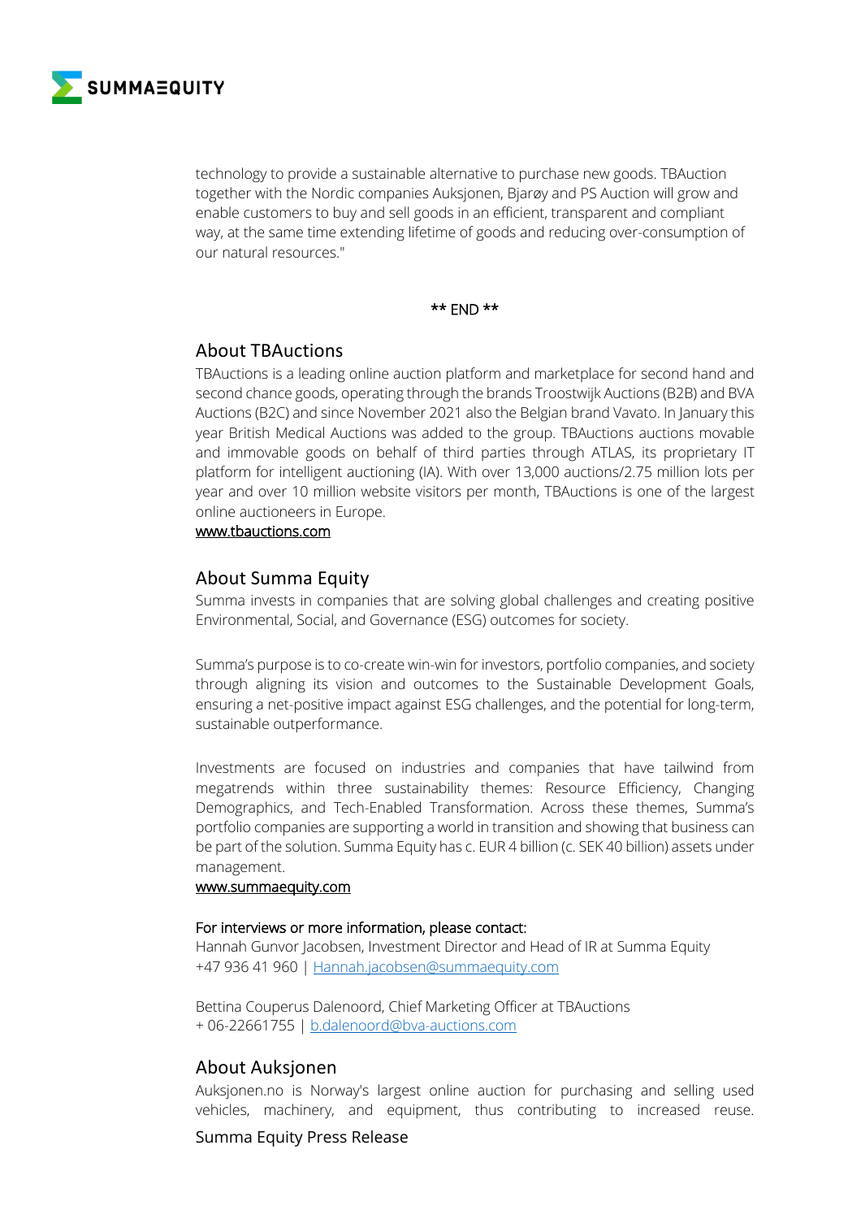technology to provide a sustainable alternative to purchase new goods. TBAuction together with the Nordic companies Auksjonen, Bjarøy and PS Auction will grow and enable customers to buy and sell goods in an efficient, transparent and compliant way, at the same time extending lifetime of goods and reducing over-consumption of our natural resources."

** END **

## About TBAuctions

TBAuctions is a leading online auction platform and marketplace for second hand and second chance goods, operating through the brands Troostwijk Auctions (B2B) and BVA Auctions (B2C) and since November 2021 also the Belgian brand Vavato. In January this year British Medical Auctions was added to the group. TBAuctions auctions movable and immovable goods on behalf of third parties through ATLAS, its proprietary IT platform for intelligent auctioning (IA). With over 13,000 auctions/2.75 million lots per year and over 10 million website visitors per month, TBAuctions is one of the largest online auctioneers in Europe.

www.tbauctions.com

## About Summa Equity

Summa invests in companies that are solving global challenges and creating positive Environmental, Social, and Governance (ESG) outcomes for society.

Summa's purpose is to co-create win-win for investors, portfolio companies, and society through aligning its vision and outcomes to the Sustainable Development Goals, ensuring a net-positive impact against ESG challenges, and the potential for long-term, sustainable outperformance.

Investments are focused on industries and companies that have tailwind from megatrends within three sustainability themes: Resource Efficiency, Changing Demographics, and Tech-Enabled Transformation. Across these themes, Summa's portfolio companies are supporting a world in transition and showing that business can be part of the solution. Summa Equity has c. EUR 4 billion (c. SEK 40 billion) assets under management.

www.summaequity.com

For interviews or more information, please contact:

Hannah Gunvor Jacobsen, Investment Director and Head of IR at Summa Equity
+47 936 41 960 | Hannah.jacobsen@summaequity.com

Bettina Couperus Dalenoord, Chief Marketing Officer at TBAuctions
+ 06-22661755 | b.dalenoord@bva-auctions.com

## About Auksjonen

Auksjonen.no is Norway's largest online auction for purchasing and selling used vehicles, machinery, and equipment, thus contributing to increased reuse.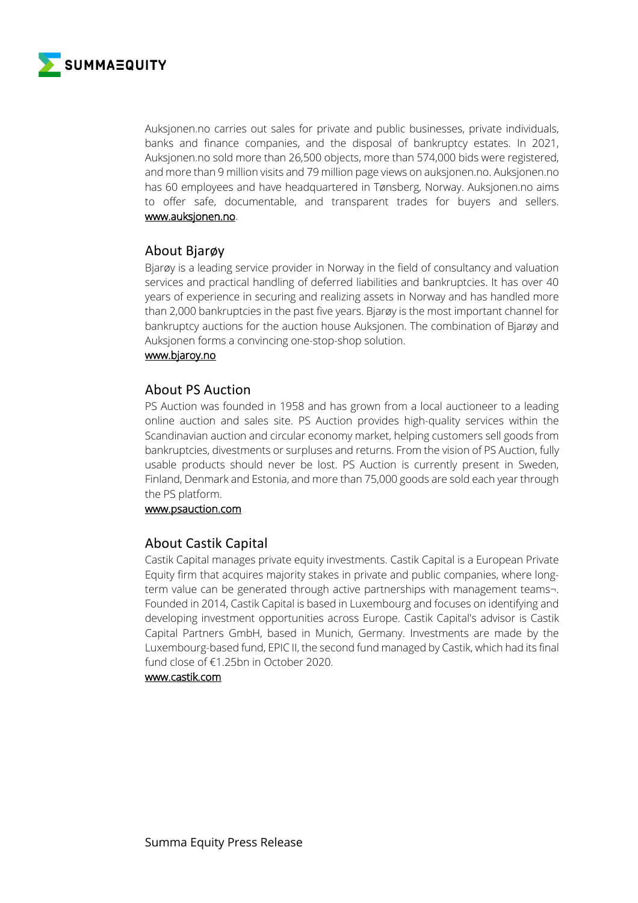Auksjonen.no carries out sales for private and public businesses, private individuals, banks and finance companies, and the disposal of bankruptcy estates. In 2021, Auksjonen.no sold more than 26,500 objects, more than 574,000 bids were registered, and more than 9 million visits and 79 million page views on auksjonen.no. Auksjonen.no has 60 employees and have headquartered in Tønsberg, Norway. Auksjonen.no aims to offer safe, documentable, and transparent trades for buyers and sellers. www.auksjonen.no.

## About Bjarøy

Bjarøy is a leading service provider in Norway in the field of consultancy and valuation services and practical handling of deferred liabilities and bankruptcies. It has over 40 years of experience in securing and realizing assets in Norway and has handled more than 2,000 bankruptcies in the past five years. Bjarøy is the most important channel for bankruptcy auctions for the auction house Auksjonen. The combination of Bjarøy and Auksjonen forms a convincing one-stop-shop solution.
www.bjaroy.no

## About PS Auction

PS Auction was founded in 1958 and has grown from a local auctioneer to a leading online auction and sales site. PS Auction provides high-quality services within the Scandinavian auction and circular economy market, helping customers sell goods from bankruptcies, divestments or surpluses and returns. From the vision of PS Auction, fully usable products should never be lost. PS Auction is currently present in Sweden, Finland, Denmark and Estonia, and more than 75,000 goods are sold each year through the PS platform.
www.psauction.com

## About Castik Capital

Castik Capital manages private equity investments. Castik Capital is a European Private Equity firm that acquires majority stakes in private and public companies, where long-term value can be generated through active partnerships with management teams¬. Founded in 2014, Castik Capital is based in Luxembourg and focuses on identifying and developing investment opportunities across Europe. Castik Capital's advisor is Castik Capital Partners GmbH, based in Munich, Germany. Investments are made by the Luxembourg-based fund, EPIC II, the second fund managed by Castik, which had its final fund close of €1.25bn in October 2020.
www.castik.com